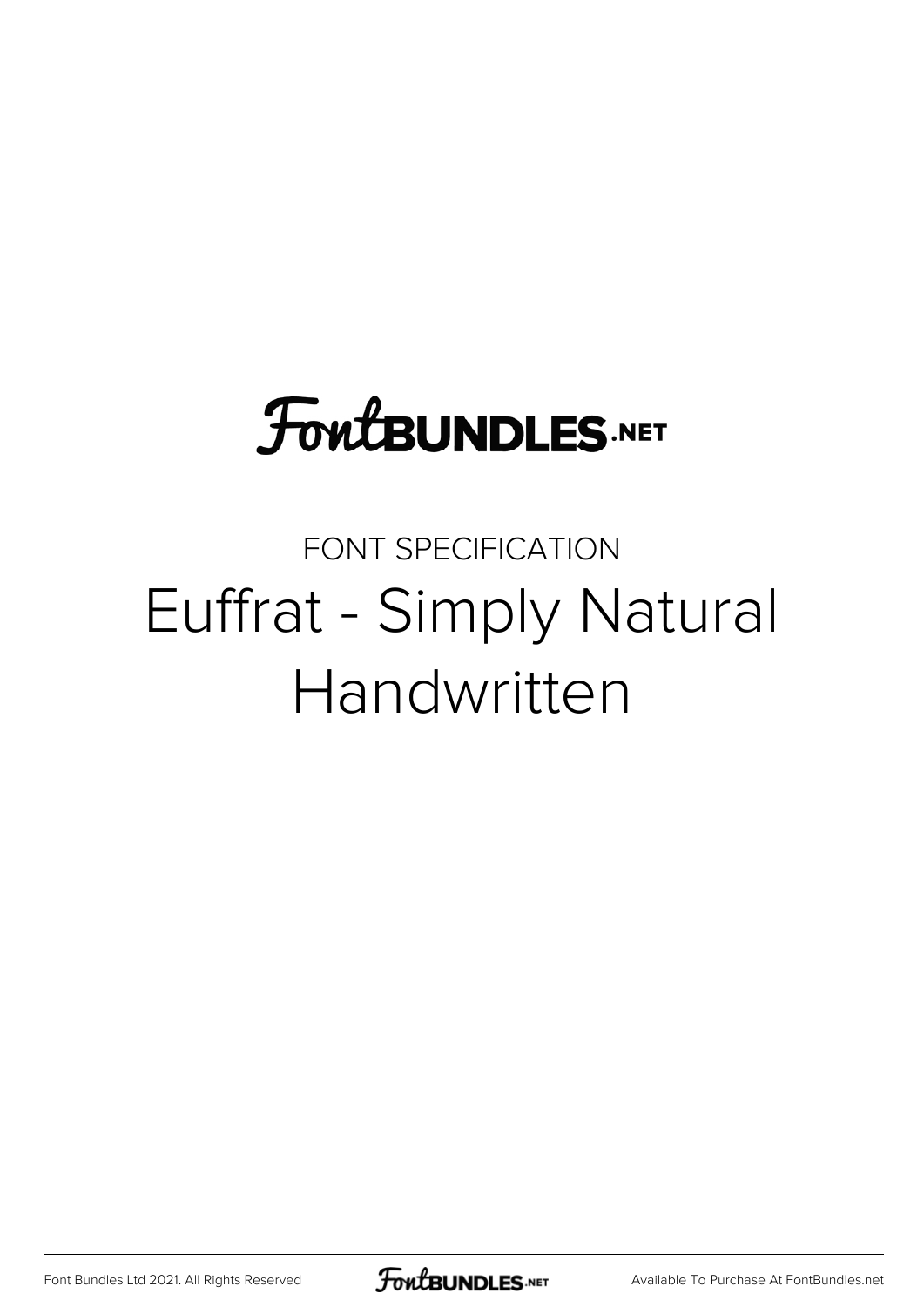FontBUNDLES.NET

FONT SPECIFICATION

# Euffrat - Simply Natural Handwritten

Font Bundles Ltd 2021. All Rights Reserved

Available To Purchase At FontBundles.net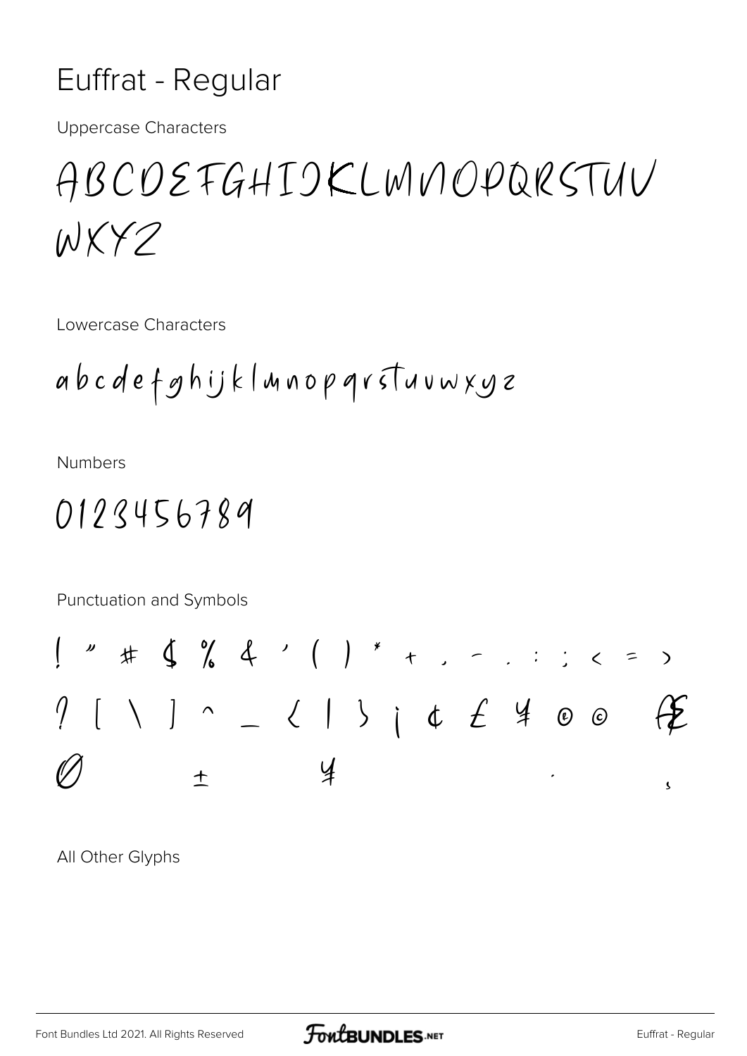# Euffrat - Regular

Uppercase Characters

ABCDEFGHIJKLMNOPQRSTUV
WXYZ

Lowercase Characters

abcdefghijklmnopqrstuvwxyz

Numbers

0123456789

Punctuation and Symbols

! " # $ % & ' ( ) * + , - . : ; < = >
? [ \ ] ^ _ { | } ¡ ¢ £ ¥ ® © Æ
Ø ± ¥ · ¸

All Other Glyphs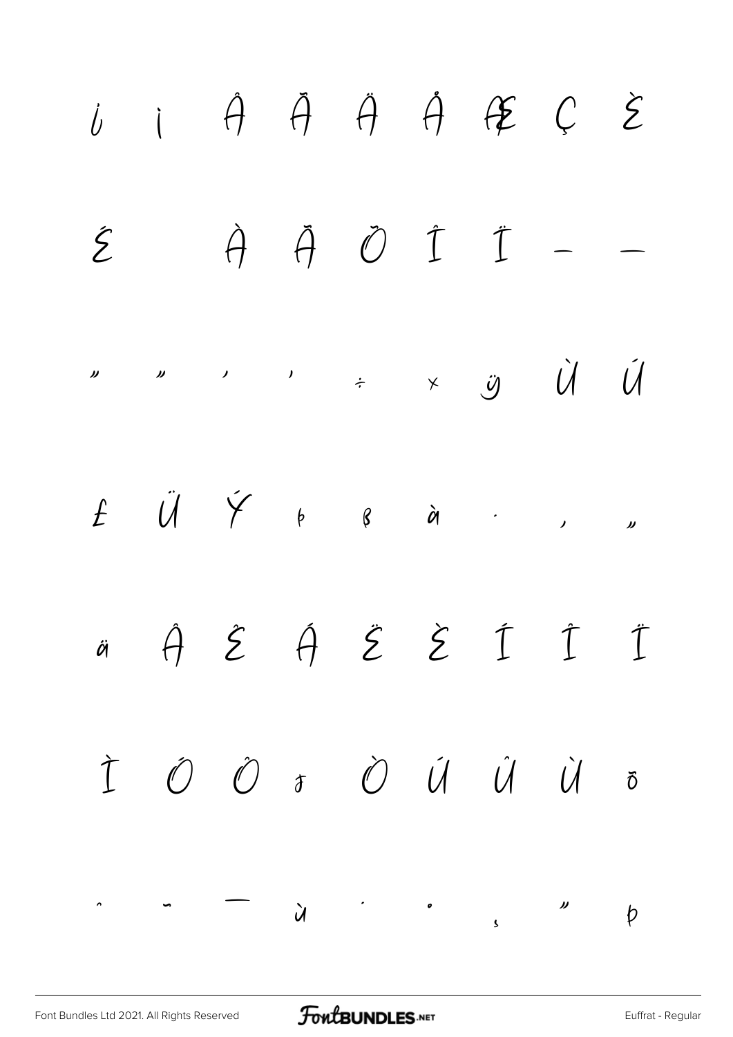ί ì Â Ã Ä Å Æ Ç È

É   À Ã Õ Î Ï – —

" " ' ' ÷ × ÿ Ù Ú

£ Ü Ý þ ß à · ‚ „

ä Â Ê Á Ë È Í Î Ï

Ì Ó Ô ♪ Ò Ú Û Ù õ

ˆ ˜ ¯ ù ˙ ˚ ¸ ˝ þ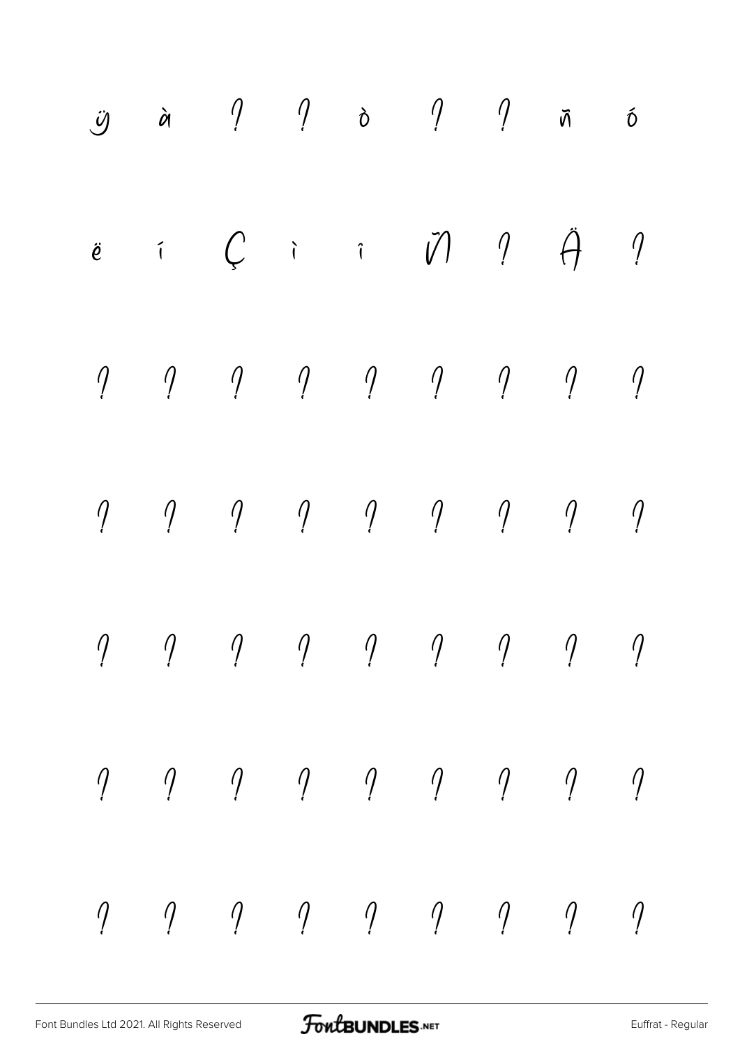ÿ à ? ? ò ? ? ñ ó

ë í Ç ì î Ñ ? Ä ?

? ? ? ? ? ? ? ? ?

? ? ? ? ? ? ? ? ?

? ? ? ? ? ? ? ? ?

? ? ? ? ? ? ? ? ?

? ? ? ? ? ? ? ? ?